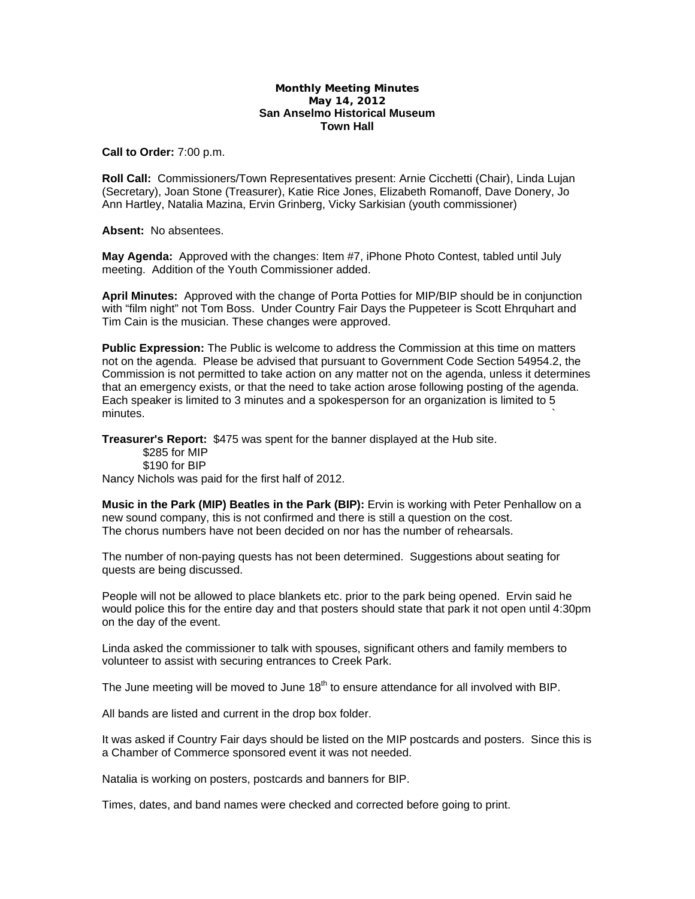**Monthly Meeting Minutes**
**May 14, 2012**
**San Anselmo Historical Museum**
**Town Hall**

**Call to Order:** 7:00 p.m.

**Roll Call:** Commissioners/Town Representatives present: Arnie Cicchetti (Chair), Linda Lujan (Secretary), Joan Stone (Treasurer), Katie Rice Jones, Elizabeth Romanoff, Dave Donery, Jo Ann Hartley, Natalia Mazina, Ervin Grinberg, Vicky Sarkisian (youth commissioner)

**Absent:** No absentees.

**May Agenda:** Approved with the changes: Item #7, iPhone Photo Contest, tabled until July meeting. Addition of the Youth Commissioner added.

**April Minutes:** Approved with the change of Porta Potties for MIP/BIP should be in conjunction with "film night" not Tom Boss. Under Country Fair Days the Puppeteer is Scott Ehrquhart and Tim Cain is the musician. These changes were approved.

**Public Expression:** The Public is welcome to address the Commission at this time on matters not on the agenda. Please be advised that pursuant to Government Code Section 54954.2, the Commission is not permitted to take action on any matter not on the agenda, unless it determines that an emergency exists, or that the need to take action arose following posting of the agenda. Each speaker is limited to 3 minutes and a spokesperson for an organization is limited to 5 minutes.

**Treasurer's Report:** $475 was spent for the banner displayed at the Hub site.
$285 for MIP
$190 for BIP
Nancy Nichols was paid for the first half of 2012.

**Music in the Park (MIP) Beatles in the Park (BIP):** Ervin is working with Peter Penhallow on a new sound company, this is not confirmed and there is still a question on the cost. The chorus numbers have not been decided on nor has the number of rehearsals.

The number of non-paying quests has not been determined. Suggestions about seating for quests are being discussed.

People will not be allowed to place blankets etc. prior to the park being opened. Ervin said he would police this for the entire day and that posters should state that park it not open until 4:30pm on the day of the event.

Linda asked the commissioner to talk with spouses, significant others and family members to volunteer to assist with securing entrances to Creek Park.

The June meeting will be moved to June 18th to ensure attendance for all involved with BIP.

All bands are listed and current in the drop box folder.

It was asked if Country Fair days should be listed on the MIP postcards and posters. Since this is a Chamber of Commerce sponsored event it was not needed.

Natalia is working on posters, postcards and banners for BIP.

Times, dates, and band names were checked and corrected before going to print.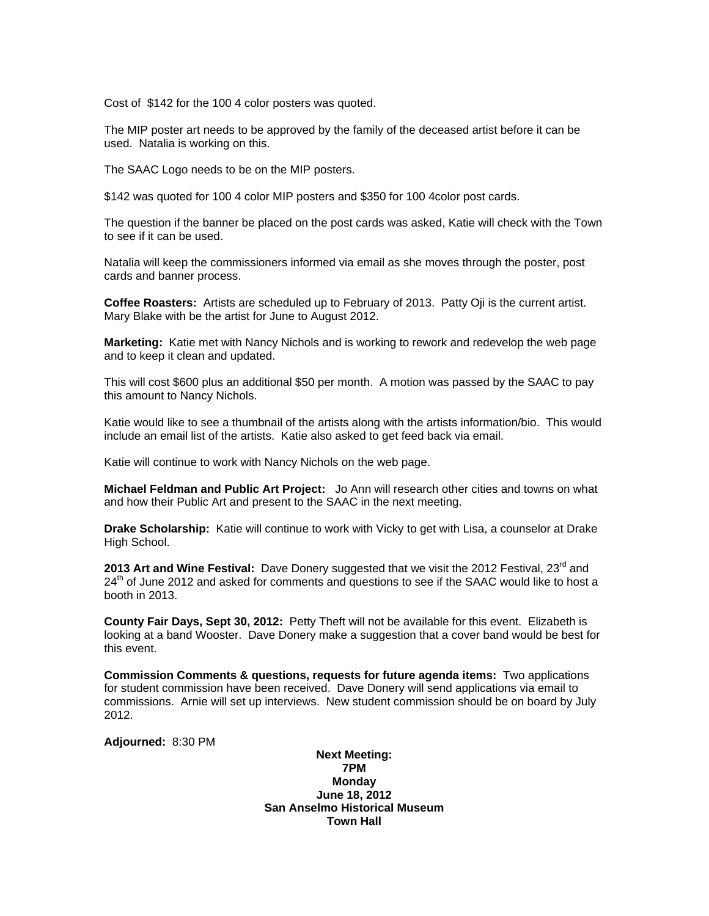Cost of $142 for the 100 4 color posters was quoted.

The MIP poster art needs to be approved by the family of the deceased artist before it can be used. Natalia is working on this.

The SAAC Logo needs to be on the MIP posters.

$142 was quoted for 100 4 color MIP posters and $350 for 100 4color post cards.

The question if the banner be placed on the post cards was asked, Katie will check with the Town to see if it can be used.

Natalia will keep the commissioners informed via email as she moves through the poster, post cards and banner process.

**Coffee Roasters:** Artists are scheduled up to February of 2013. Patty Oji is the current artist. Mary Blake with be the artist for June to August 2012.

**Marketing:** Katie met with Nancy Nichols and is working to rework and redevelop the web page and to keep it clean and updated.

This will cost $600 plus an additional $50 per month. A motion was passed by the SAAC to pay this amount to Nancy Nichols.

Katie would like to see a thumbnail of the artists along with the artists information/bio. This would include an email list of the artists. Katie also asked to get feed back via email.

Katie will continue to work with Nancy Nichols on the web page.

**Michael Feldman and Public Art Project:** Jo Ann will research other cities and towns on what and how their Public Art and present to the SAAC in the next meeting.

**Drake Scholarship:** Katie will continue to work with Vicky to get with Lisa, a counselor at Drake High School.

**2013 Art and Wine Festival:** Dave Donery suggested that we visit the 2012 Festival, 23rd and 24th of June 2012 and asked for comments and questions to see if the SAAC would like to host a booth in 2013.

**County Fair Days, Sept 30, 2012:** Petty Theft will not be available for this event. Elizabeth is looking at a band Wooster. Dave Donery make a suggestion that a cover band would be best for this event.

**Commission Comments & questions, requests for future agenda items:** Two applications for student commission have been received. Dave Donery will send applications via email to commissions. Arnie will set up interviews. New student commission should be on board by July 2012.

**Adjourned:** 8:30 PM

**Next Meeting:**
**7PM**
**Monday**
**June 18, 2012**
**San Anselmo Historical Museum**
**Town Hall**